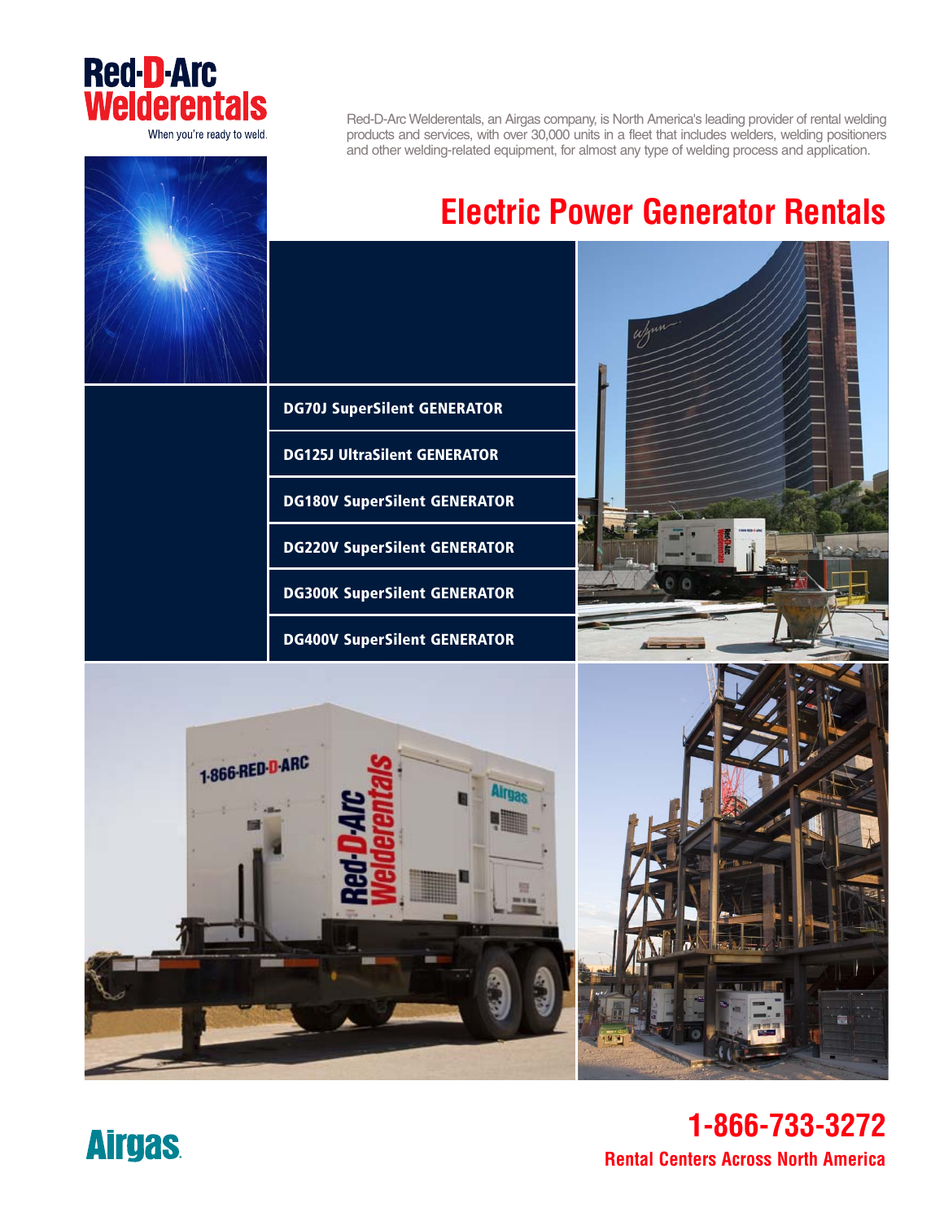Red-D-Arc Welderentals

When you're ready to weld.

Red-D-Arc Welderentals, an Airgas company, is North America's leading provider of rental welding products and services, with over 30,000 units in a fleet that includes welders, welding positioners and other welding-related equipment, for almost any type of welding process and application.

# Electric Power Generator Rentals

- **DG70J SuperSilent GENERATOR**
- **DG125J UltraSilent GENERATOR**
- **DG180V SuperSilent GENERATOR**
- **DG220V SuperSilent GENERATOR**
- **DG300K SuperSilent GENERATOR**
- **DG400V SuperSilent GENERATOR**

Airgas

**1-866-733-3272**

**Rental Centers Across North America**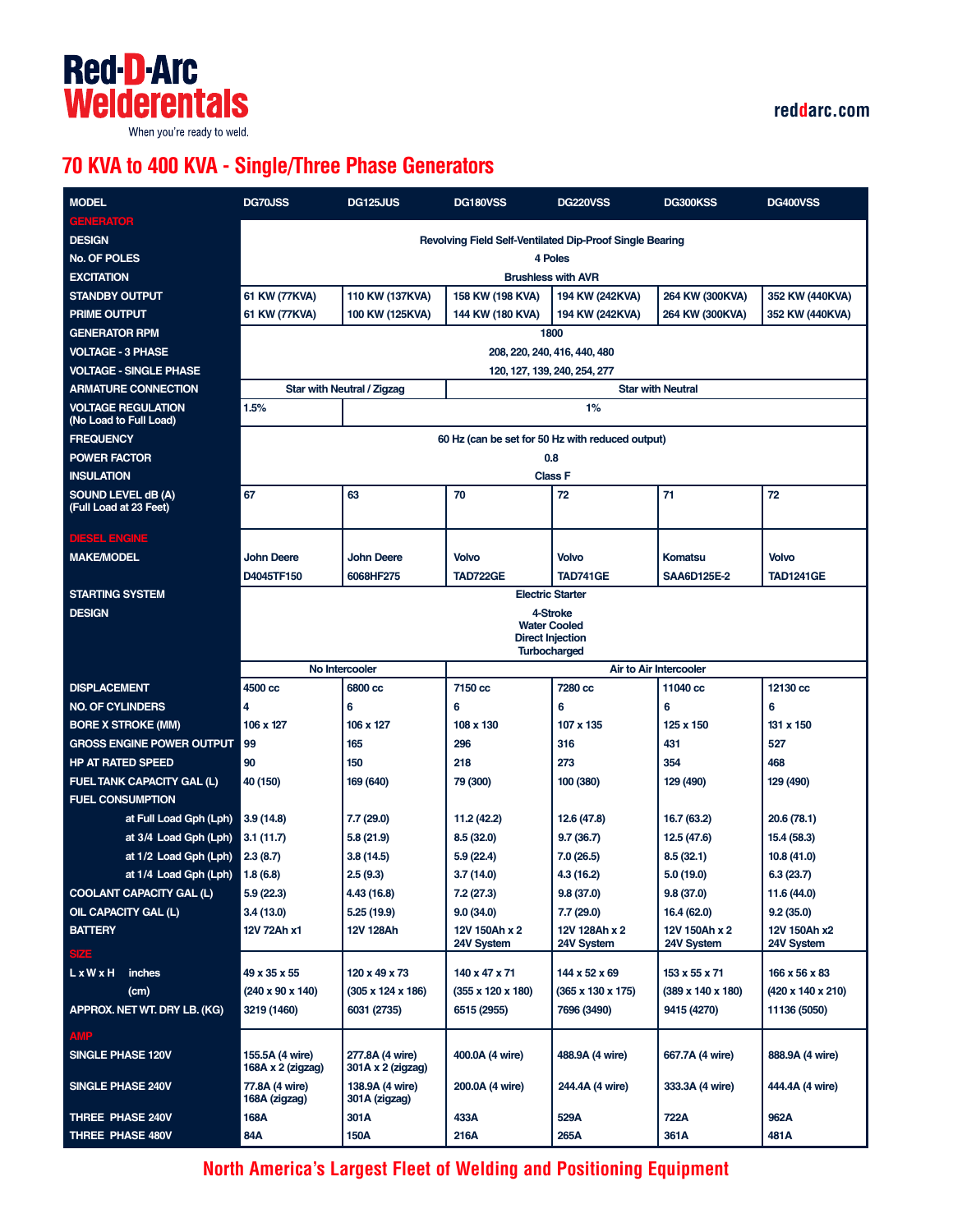Red-D-Arc Welderentals

When you're ready to weld.

reddarc.com

# 70 KVA to 400 KVA - Single/Three Phase Generators

| MODEL | DG70JSS | DG125JUS | DG180VSS | DG220VSS | DG300KSS | DG400VSS |
|---|---|---|---|---|---|---|
| **GENERATOR** | | | | | | |
| DESIGN | Revolving Field Self-Ventilated Dip-Proof Single Bearing | | | | | |
| No. OF POLES | 4 Poles | | | | | |
| EXCITATION | Brushless with AVR | | | | | |
| STANDBY OUTPUT | 61 KW (77KVA) | 110 KW (137KVA) | 158 KW (198 KVA) | 194 KW (242KVA) | 264 KW (300KVA) | 352 KW (440KVA) |
| PRIME OUTPUT | 61 KW (77KVA) | 100 KW (125KVA) | 144 KW (180 KVA) | 194 KW (242KVA) | 264 KW (300KVA) | 352 KW (440KVA) |
| GENERATOR RPM | 1800 | | | | | |
| VOLTAGE - 3 PHASE | 208, 220, 240, 416, 440, 480 | | | | | |
| VOLTAGE - SINGLE PHASE | 120, 127, 139, 240, 254, 277 | | | | | |
| ARMATURE CONNECTION | Star with Neutral / Zigzag | | Star with Neutral | | | |
| VOLTAGE REGULATION (No Load to Full Load) | 1.5% | 1% | | | | |
| FREQUENCY | 60 Hz (can be set for 50 Hz with reduced output) | | | | | |
| POWER FACTOR | 0.8 | | | | | |
| INSULATION | Class F | | | | | |
| SOUND LEVEL dB (A) (Full Load at 23 Feet) | 67 | 63 | 70 | 72 | 71 | 72 |
| **DIESEL ENGINE** | | | | | | |
| MAKE/MODEL | John Deere D4045TF150 | John Deere 6068HF275 | Volvo TAD722GE | Volvo TAD741GE | Komatsu SAA6D125E-2 | Volvo TAD1241GE |
| STARTING SYSTEM | Electric Starter | | | | | |
| DESIGN | 4-Stroke Water Cooled Direct Injection Turbocharged | | | | | |
| | No Intercooler | | Air to Air Intercooler | | | |
| DISPLACEMENT | 4500 cc | 6800 cc | 7150 cc | 7280 cc | 11040 cc | 12130 cc |
| NO. OF CYLINDERS | 4 | 6 | 6 | 6 | 6 | 6 |
| BORE X STROKE (MM) | 106 x 127 | 106 x 127 | 108 x 130 | 107 x 135 | 125 x 150 | 131 x 150 |
| GROSS ENGINE POWER OUTPUT | 99 | 165 | 296 | 316 | 431 | 527 |
| HP AT RATED SPEED | 90 | 150 | 218 | 273 | 354 | 468 |
| FUEL TANK CAPACITY GAL (L) | 40 (150) | 169 (640) | 79 (300) | 100 (380) | 129 (490) | 129 (490) |
| FUEL CONSUMPTION | | | | | | |
| at Full Load Gph (Lph) | 3.9 (14.8) | 7.7 (29.0) | 11.2 (42.2) | 12.6 (47.8) | 16.7 (63.2) | 20.6 (78.1) |
| at 3/4 Load Gph (Lph) | 3.1 (11.7) | 5.8 (21.9) | 8.5 (32.0) | 9.7 (36.7) | 12.5 (47.6) | 15.4 (58.3) |
| at 1/2 Load Gph (Lph) | 2.3 (8.7) | 3.8 (14.5) | 5.9 (22.4) | 7.0 (26.5) | 8.5 (32.1) | 10.8 (41.0) |
| at 1/4 Load Gph (Lph) | 1.8 (6.8) | 2.5 (9.3) | 3.7 (14.0) | 4.3 (16.2) | 5.0 (19.0) | 6.3 (23.7) |
| COOLANT CAPACITY GAL (L) | 5.9 (22.3) | 4.43 (16.8) | 7.2 (27.3) | 9.8 (37.0) | 9.8 (37.0) | 11.6 (44.0) |
| OIL CAPACITY GAL (L) | 3.4 (13.0) | 5.25 (19.9) | 9.0 (34.0) | 7.7 (29.0) | 16.4 (62.0) | 9.2 (35.0) |
| BATTERY | 12V 72Ah x1 | 12V 128Ah | 12V 150Ah x 2 24V System | 12V 128Ah x 2 24V System | 12V 150Ah x 2 24V System | 12V 150Ah x2 24V System |
| **SIZE** | | | | | | |
| L x W x H inches | 49 x 35 x 55 | 120 x 49 x 73 | 140 x 47 x 71 | 144 x 52 x 69 | 153 x 55 x 71 | 166 x 56 x 83 |
| (cm) | (240 x 90 x 140) | (305 x 124 x 186) | (355 x 120 x 180) | (365 x 130 x 175) | (389 x 140 x 180) | (420 x 140 x 210) |
| APPROX. NET WT. DRY LB. (KG) | 3219 (1460) | 6031 (2735) | 6515 (2955) | 7696 (3490) | 9415 (4270) | 11136 (5050) |
| **AMP** | | | | | | |
| SINGLE PHASE 120V | 155.5A (4 wire) 168A x 2 (zigzag) | 277.8A (4 wire) 301A x 2 (zigzag) | 400.0A (4 wire) | 488.9A (4 wire) | 667.7A (4 wire) | 888.9A (4 wire) |
| SINGLE PHASE 240V | 77.8A (4 wire) 168A (zigzag) | 138.9A (4 wire) 301A (zigzag) | 200.0A (4 wire) | 244.4A (4 wire) | 333.3A (4 wire) | 444.4A (4 wire) |
| THREE PHASE 240V | 168A | 301A | 433A | 529A | 722A | 962A |
| THREE PHASE 480V | 84A | 150A | 216A | 265A | 361A | 481A |

North America's Largest Fleet of Welding and Positioning Equipment